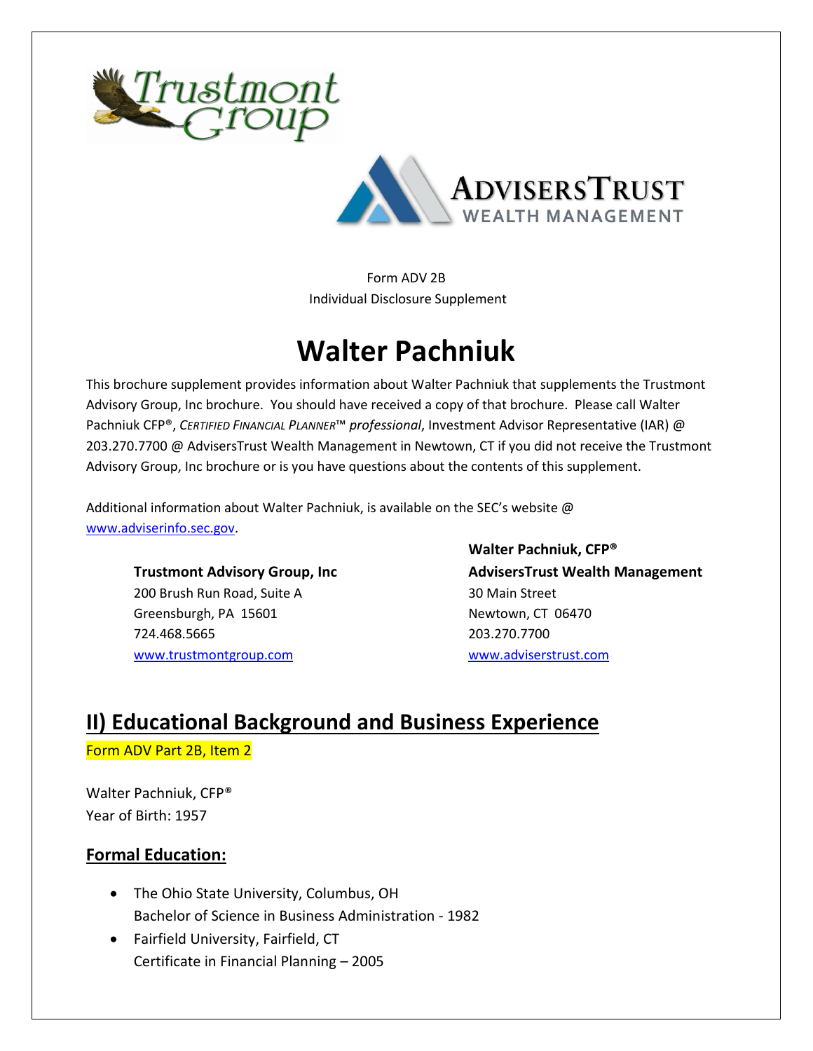Form ADV 2B

Individual Disclosure Supplement

# Walter Pachniuk

This brochure supplement provides information about Walter Pachniuk that supplements the Trustmont Advisory Group, Inc brochure. You should have received a copy of that brochure. Please call Walter Pachniuk CFP®, *Certified Financial Planner*™ *professional*, Investment Advisor Representative (IAR) @ 203.270.7700 @ AdvisersTrust Wealth Management in Newtown, CT if you did not receive the Trustmont Advisory Group, Inc brochure or is you have questions about the contents of this supplement.

Additional information about Walter Pachniuk, is available on the SEC's website @ www.adviserinfo.sec.gov.

**Trustmont Advisory Group, Inc**
200 Brush Run Road, Suite A
Greensburgh, PA 15601
724.468.5665
www.trustmontgroup.com

**Walter Pachniuk, CFP®**
**AdvisersTrust Wealth Management**
30 Main Street
Newtown, CT 06470
203.270.7700
www.adviserstrust.com

## II) Educational Background and Business Experience

Form ADV Part 2B, Item 2

Walter Pachniuk, CFP®
Year of Birth: 1957

### Formal Education:

- The Ohio State University, Columbus, OH
  Bachelor of Science in Business Administration - 1982
- Fairfield University, Fairfield, CT
  Certificate in Financial Planning – 2005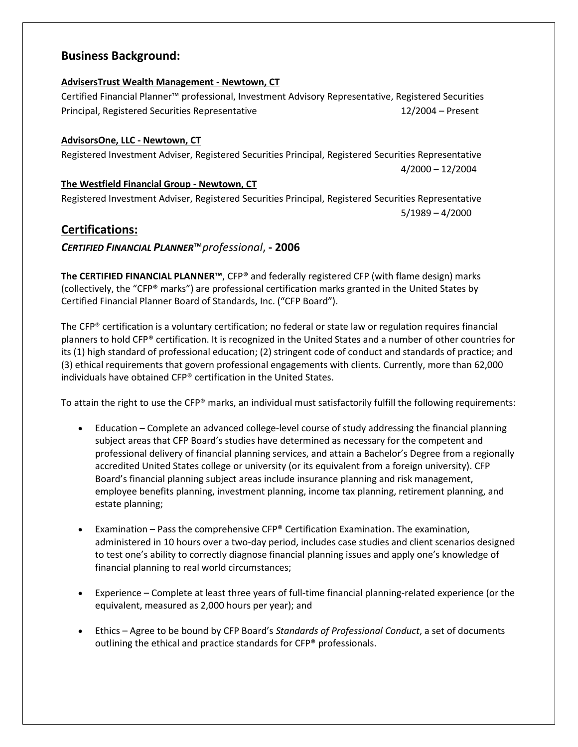## Business Background:

**AdvisersTrust Wealth Management - Newtown, CT**

Certified Financial Planner™ professional, Investment Advisory Representative, Registered Securities Principal, Registered Securities Representative 12/2004 – Present

**AdvisorsOne, LLC - Newtown, CT**

Registered Investment Adviser, Registered Securities Principal, Registered Securities Representative 4/2000 – 12/2004

**The Westfield Financial Group - Newtown, CT**

Registered Investment Adviser, Registered Securities Principal, Registered Securities Representative 5/1989 – 4/2000

## Certifications:

### *CERTIFIED FINANCIAL PLANNER™professional*, - 2006

**The CERTIFIED FINANCIAL PLANNER™**, CFP® and federally registered CFP (with flame design) marks (collectively, the "CFP® marks") are professional certification marks granted in the United States by Certified Financial Planner Board of Standards, Inc. ("CFP Board").

The CFP® certification is a voluntary certification; no federal or state law or regulation requires financial planners to hold CFP® certification. It is recognized in the United States and a number of other countries for its (1) high standard of professional education; (2) stringent code of conduct and standards of practice; and (3) ethical requirements that govern professional engagements with clients. Currently, more than 62,000 individuals have obtained CFP® certification in the United States.

To attain the right to use the CFP® marks, an individual must satisfactorily fulfill the following requirements:

- Education – Complete an advanced college-level course of study addressing the financial planning subject areas that CFP Board's studies have determined as necessary for the competent and professional delivery of financial planning services, and attain a Bachelor's Degree from a regionally accredited United States college or university (or its equivalent from a foreign university). CFP Board's financial planning subject areas include insurance planning and risk management, employee benefits planning, investment planning, income tax planning, retirement planning, and estate planning;

- Examination – Pass the comprehensive CFP® Certification Examination. The examination, administered in 10 hours over a two-day period, includes case studies and client scenarios designed to test one's ability to correctly diagnose financial planning issues and apply one's knowledge of financial planning to real world circumstances;

- Experience – Complete at least three years of full-time financial planning-related experience (or the equivalent, measured as 2,000 hours per year); and

- Ethics – Agree to be bound by CFP Board's *Standards of Professional Conduct*, a set of documents outlining the ethical and practice standards for CFP® professionals.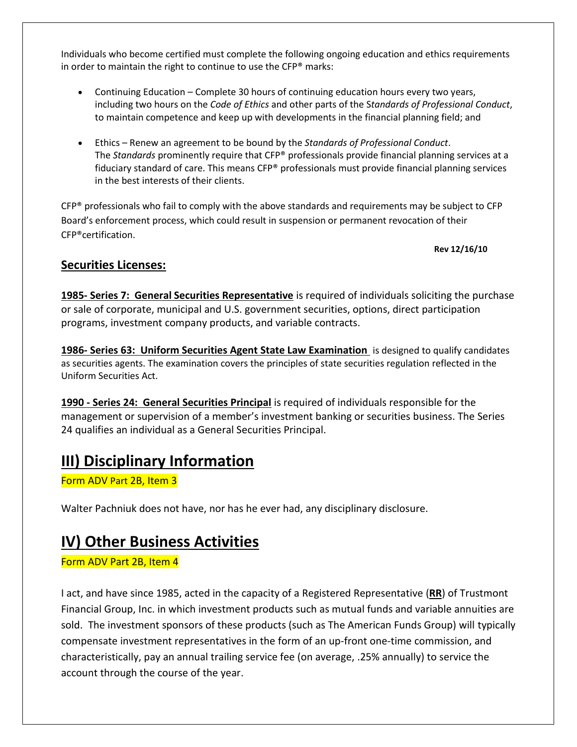Individuals who become certified must complete the following ongoing education and ethics requirements in order to maintain the right to continue to use the CFP® marks:

- Continuing Education – Complete 30 hours of continuing education hours every two years, including two hours on the *Code of Ethics* and other parts of the S*tandards of Professional Conduct*, to maintain competence and keep up with developments in the financial planning field; and

- Ethics – Renew an agreement to be bound by the *Standards of Professional Conduct*. The *Standards* prominently require that CFP® professionals provide financial planning services at a fiduciary standard of care. This means CFP® professionals must provide financial planning services in the best interests of their clients.

CFP® professionals who fail to comply with the above standards and requirements may be subject to CFP Board's enforcement process, which could result in suspension or permanent revocation of their CFP®certification.

**Rev 12/16/10**

## Securities Licenses:

**1985- Series 7: General Securities Representative** is required of individuals soliciting the purchase or sale of corporate, municipal and U.S. government securities, options, direct participation programs, investment company products, and variable contracts.

**1986- Series 63: Uniform Securities Agent State Law Examination** is designed to qualify candidates as securities agents. The examination covers the principles of state securities regulation reflected in the Uniform Securities Act.

**1990 - Series 24: General Securities Principal** is required of individuals responsible for the management or supervision of a member's investment banking or securities business. The Series 24 qualifies an individual as a General Securities Principal.

# III) Disciplinary Information

Form ADV Part 2B, Item 3

Walter Pachniuk does not have, nor has he ever had, any disciplinary disclosure.

# IV) Other Business Activities

Form ADV Part 2B, Item 4

I act, and have since 1985, acted in the capacity of a Registered Representative (**RR**) of Trustmont Financial Group, Inc. in which investment products such as mutual funds and variable annuities are sold. The investment sponsors of these products (such as The American Funds Group) will typically compensate investment representatives in the form of an up-front one-time commission, and characteristically, pay an annual trailing service fee (on average, .25% annually) to service the account through the course of the year.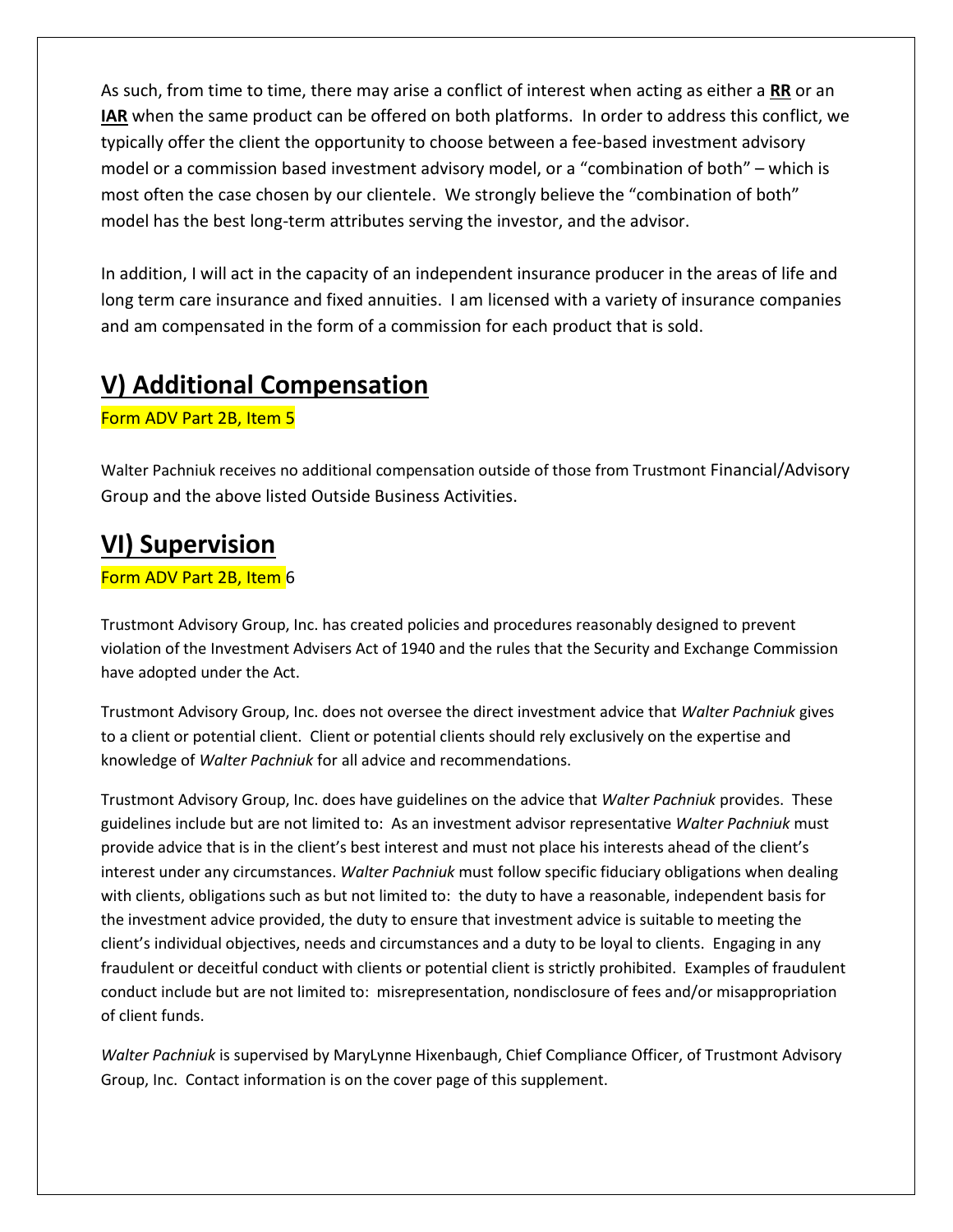As such, from time to time, there may arise a conflict of interest when acting as either a **RR** or an **IAR** when the same product can be offered on both platforms. In order to address this conflict, we typically offer the client the opportunity to choose between a fee-based investment advisory model or a commission based investment advisory model, or a "combination of both" – which is most often the case chosen by our clientele. We strongly believe the "combination of both" model has the best long-term attributes serving the investor, and the advisor.

In addition, I will act in the capacity of an independent insurance producer in the areas of life and long term care insurance and fixed annuities. I am licensed with a variety of insurance companies and am compensated in the form of a commission for each product that is sold.

## V) Additional Compensation

Form ADV Part 2B, Item 5

Walter Pachniuk receives no additional compensation outside of those from Trustmont Financial/Advisory Group and the above listed Outside Business Activities.

## VI) Supervision

Form ADV Part 2B, Item 6

Trustmont Advisory Group, Inc. has created policies and procedures reasonably designed to prevent violation of the Investment Advisers Act of 1940 and the rules that the Security and Exchange Commission have adopted under the Act.

Trustmont Advisory Group, Inc. does not oversee the direct investment advice that *Walter Pachniuk* gives to a client or potential client. Client or potential clients should rely exclusively on the expertise and knowledge of *Walter Pachniuk* for all advice and recommendations.

Trustmont Advisory Group, Inc. does have guidelines on the advice that *Walter Pachniuk* provides. These guidelines include but are not limited to: As an investment advisor representative *Walter Pachniuk* must provide advice that is in the client's best interest and must not place his interests ahead of the client's interest under any circumstances. *Walter Pachniuk* must follow specific fiduciary obligations when dealing with clients, obligations such as but not limited to: the duty to have a reasonable, independent basis for the investment advice provided, the duty to ensure that investment advice is suitable to meeting the client's individual objectives, needs and circumstances and a duty to be loyal to clients. Engaging in any fraudulent or deceitful conduct with clients or potential client is strictly prohibited. Examples of fraudulent conduct include but are not limited to: misrepresentation, nondisclosure of fees and/or misappropriation of client funds.

*Walter Pachniuk* is supervised by MaryLynne Hixenbaugh, Chief Compliance Officer, of Trustmont Advisory Group, Inc. Contact information is on the cover page of this supplement.